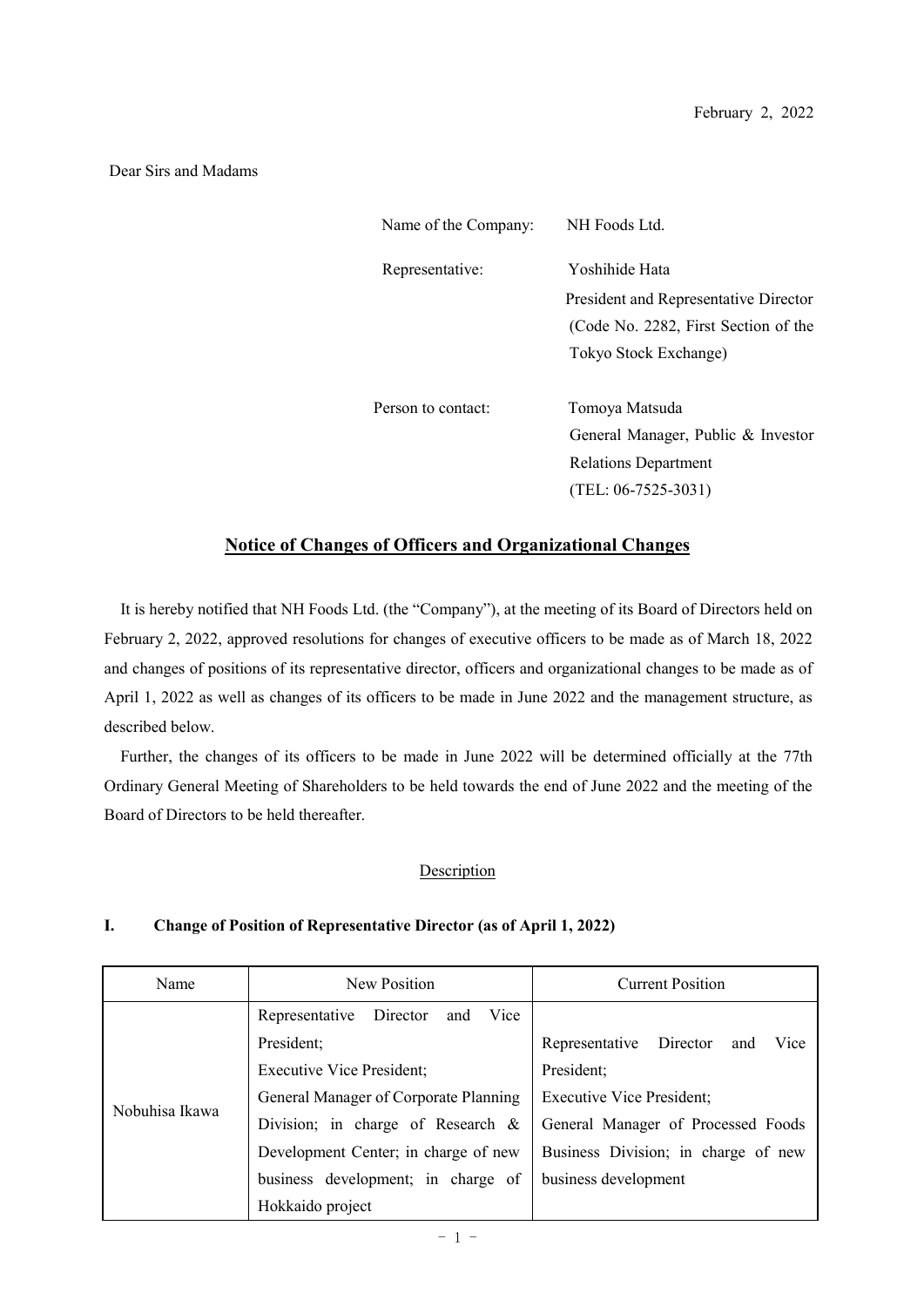February 2, 2022

Dear Sirs and Madams

Name of the Company: NH Foods Ltd.

Representative: Yoshihide Hata
President and Representative Director
(Code No. 2282, First Section of the Tokyo Stock Exchange)

Person to contact: Tomoya Matsuda
General Manager, Public & Investor Relations Department
(TEL: 06-7525-3031)

## Notice of Changes of Officers and Organizational Changes

It is hereby notified that NH Foods Ltd. (the "Company"), at the meeting of its Board of Directors held on February 2, 2022, approved resolutions for changes of executive officers to be made as of March 18, 2022 and changes of positions of its representative director, officers and organizational changes to be made as of April 1, 2022 as well as changes of its officers to be made in June 2022 and the management structure, as described below.

Further, the changes of its officers to be made in June 2022 will be determined officially at the 77th Ordinary General Meeting of Shareholders to be held towards the end of June 2022 and the meeting of the Board of Directors to be held thereafter.

Description

### I. Change of Position of Representative Director (as of April 1, 2022)

| Name | New Position | Current Position |
|---|---|---|
| Nobuhisa Ikawa | Representative Director and Vice President; Executive Vice President; General Manager of Corporate Planning Division; in charge of Research & Development Center; in charge of new business development; in charge of Hokkaido project | Representative Director and Vice President; Executive Vice President; General Manager of Processed Foods Business Division; in charge of new business development |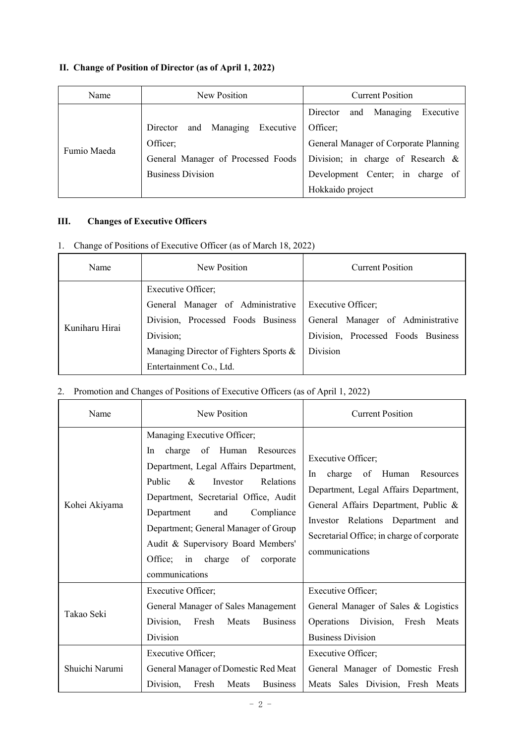## II. Change of Position of Director (as of April 1, 2022)

| Name | New Position | Current Position |
|---|---|---|
| Fumio Maeda | Director and Managing Executive Officer; General Manager of Processed Foods Business Division | Director and Managing Executive Officer; General Manager of Corporate Planning Division; in charge of Research & Development Center; in charge of Hokkaido project |

## III. Changes of Executive Officers

1. Change of Positions of Executive Officer (as of March 18, 2022)

| Name | New Position | Current Position |
|---|---|---|
| Kuniharu Hirai | Executive Officer; General Manager of Administrative Division, Processed Foods Business Division; Managing Director of Fighters Sports & Entertainment Co., Ltd. | Executive Officer; General Manager of Administrative Division, Processed Foods Business Division |

2. Promotion and Changes of Positions of Executive Officers (as of April 1, 2022)

| Name | New Position | Current Position |
|---|---|---|
| Kohei Akiyama | Managing Executive Officer; In charge of Human Resources Department, Legal Affairs Department, Public & Investor Relations Department, Secretarial Office, Audit Department and Compliance Department; General Manager of Group Audit & Supervisory Board Members' Office; in charge of corporate communications | Executive Officer; In charge of Human Resources Department, Legal Affairs Department, General Affairs Department, Public & Investor Relations Department and Secretarial Office; in charge of corporate communications |
| Takao Seki | Executive Officer; General Manager of Sales Management Division, Fresh Meats Business Division | Executive Officer; General Manager of Sales & Logistics Operations Division, Fresh Meats Business Division |
| Shuichi Narumi | Executive Officer; General Manager of Domestic Red Meat Division, Fresh Meats Business | Executive Officer; General Manager of Domestic Fresh Meats Sales Division, Fresh Meats |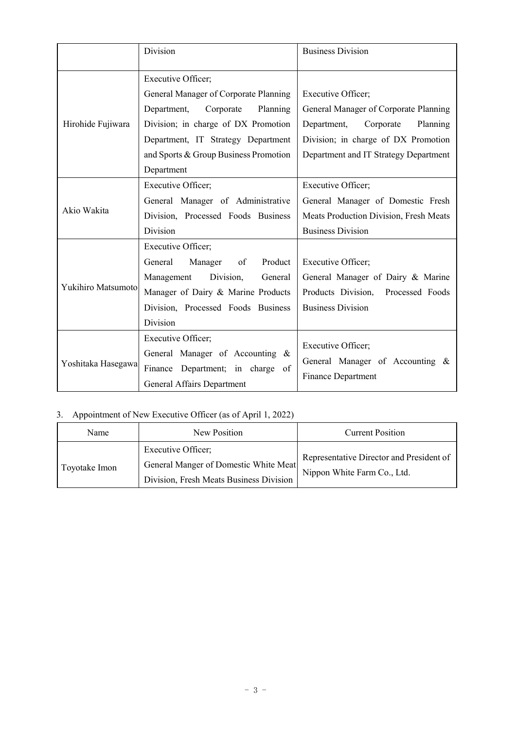| | Division | Business Division |
|---|---|---|
| Hirohide Fujiwara | Executive Officer; General Manager of Corporate Planning Department, Corporate Planning Division; in charge of DX Promotion Department, IT Strategy Department and Sports & Group Business Promotion Department | Executive Officer; General Manager of Corporate Planning Department, Corporate Planning Division; in charge of DX Promotion Department and IT Strategy Department |
| Akio Wakita | Executive Officer; General Manager of Administrative Division, Processed Foods Business Division | Executive Officer; General Manager of Domestic Fresh Meats Production Division, Fresh Meats Business Division |
| Yukihiro Matsumoto | Executive Officer; General Manager of Product Management Division, General Manager of Dairy & Marine Products Division, Processed Foods Business Division | Executive Officer; General Manager of Dairy & Marine Products Division, Processed Foods Business Division |
| Yoshitaka Hasegawa | Executive Officer; General Manager of Accounting & Finance Department; in charge of General Affairs Department | Executive Officer; General Manager of Accounting & Finance Department |

3. Appointment of New Executive Officer (as of April 1, 2022)

| Name | New Position | Current Position |
|---|---|---|
| Toyotake Imon | Executive Officer; General Manger of Domestic White Meat Division, Fresh Meats Business Division | Representative Director and President of Nippon White Farm Co., Ltd. |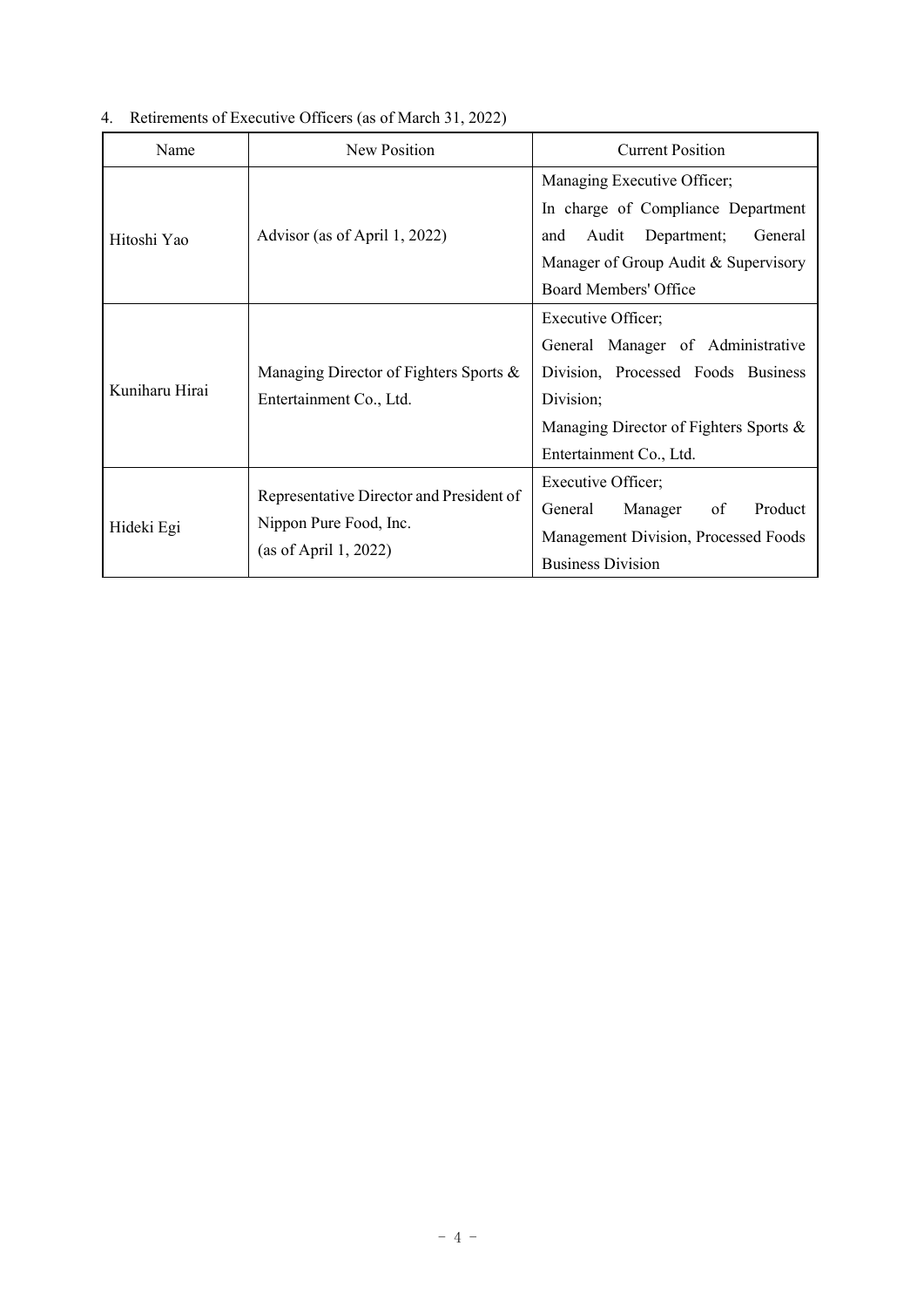4. Retirements of Executive Officers (as of March 31, 2022)

| Name | New Position | Current Position |
|---|---|---|
| Hitoshi Yao | Advisor (as of April 1, 2022) | Managing Executive Officer; In charge of Compliance Department and Audit Department; General Manager of Group Audit & Supervisory Board Members' Office |
| Kuniharu Hirai | Managing Director of Fighters Sports & Entertainment Co., Ltd. | Executive Officer; General Manager of Administrative Division, Processed Foods Business Division; Managing Director of Fighters Sports & Entertainment Co., Ltd. |
| Hideki Egi | Representative Director and President of Nippon Pure Food, Inc. (as of April 1, 2022) | Executive Officer; General Manager of Product Management Division, Processed Foods Business Division |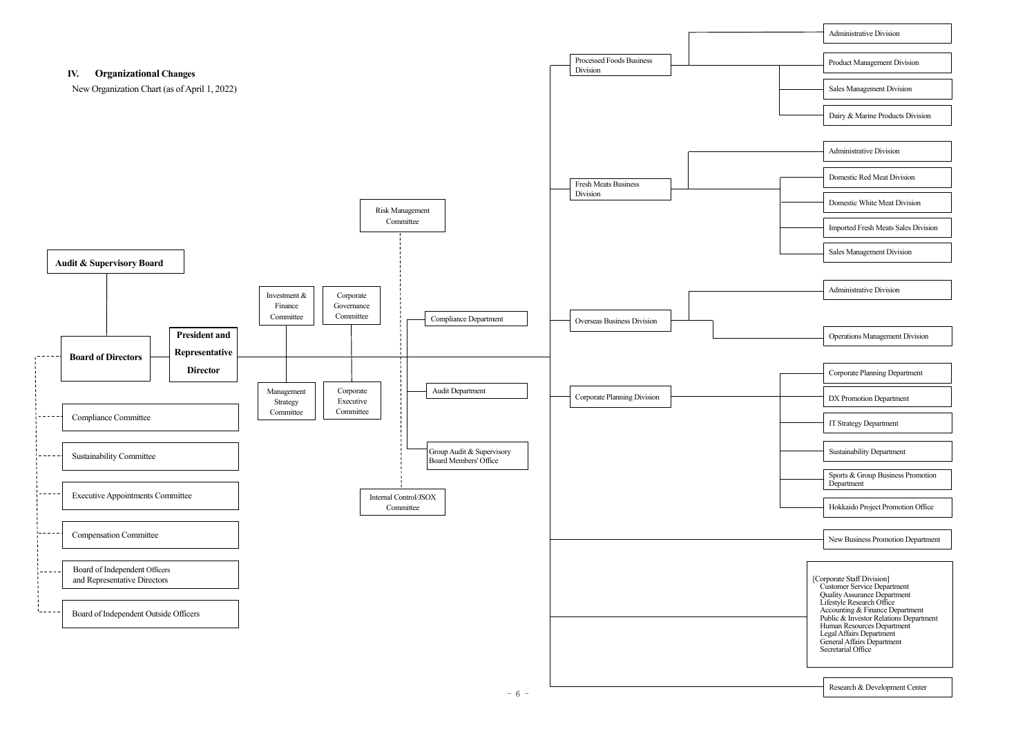## IV. Organizational Changes

New Organization Chart (as of April 1, 2022)

**Audit & Supervisory Board**

**Board of Directors**

- Compliance Committee
- Sustainability Committee
- Executive Appointments Committee
- Compensation Committee
- Board of Independent Officers and Representative Directors
- Board of Independent Outside Officers

**President and Representative Director**

- Investment & Finance Committee
- Corporate Governance Committee
- Management Strategy Committee
- Corporate Executive Committee
- Risk Management Committee
- Internal Control/JSOX Committee
- Compliance Department
- Audit Department
- Group Audit & Supervisory Board Members' Office

Processed Foods Business Division
- Administrative Division
- Product Management Division
- Sales Management Division
- Dairy & Marine Products Division

Fresh Meats Business Division
- Administrative Division
- Domestic Red Meat Division
- Domestic White Meat Division
- Imported Fresh Meats Sales Division
- Sales Management Division

Overseas Business Division
- Administrative Division
- Operations Management Division

Corporate Planning Division
- Corporate Planning Department
- DX Promotion Department
- IT Strategy Department
- Sustainability Department
- Sports & Group Business Promotion Department
- Hokkaido Project Promotion Office

New Business Promotion Department

[Corporate Staff Division]
- Customer Service Department
- Quality Assurance Department
- Lifestyle Research Office
- Accounting & Finance Department
- Public & Investor Relations Department
- Human Resources Department
- Legal Affairs Department
- General Affairs Department
- Secretarial Office

Research & Development Center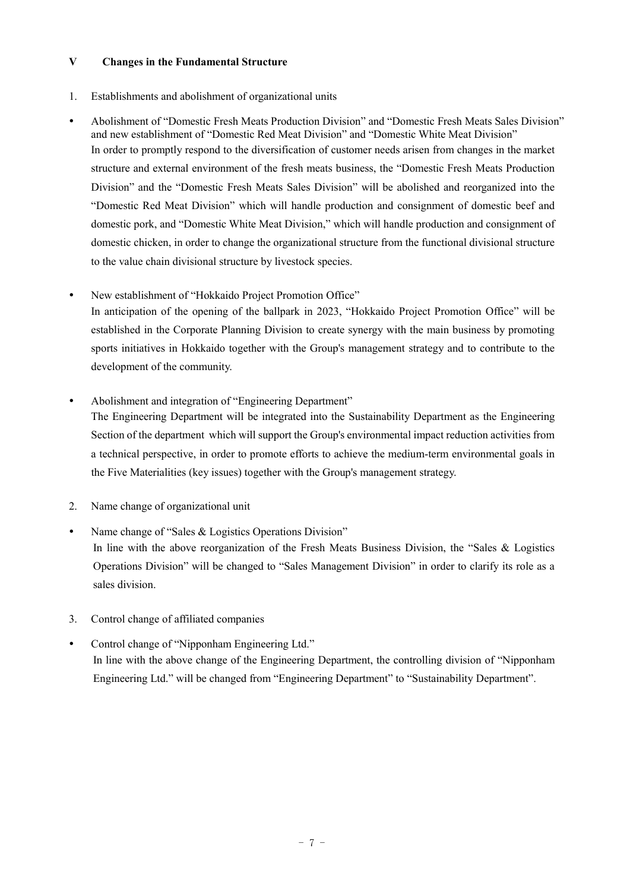## V Changes in the Fundamental Structure

1. Establishments and abolishment of organizational units

- Abolishment of "Domestic Fresh Meats Production Division" and "Domestic Fresh Meats Sales Division" and new establishment of "Domestic Red Meat Division" and "Domestic White Meat Division"
  In order to promptly respond to the diversification of customer needs arisen from changes in the market structure and external environment of the fresh meats business, the "Domestic Fresh Meats Production Division" and the "Domestic Fresh Meats Sales Division" will be abolished and reorganized into the "Domestic Red Meat Division" which will handle production and consignment of domestic beef and domestic pork, and "Domestic White Meat Division," which will handle production and consignment of domestic chicken, in order to change the organizational structure from the functional divisional structure to the value chain divisional structure by livestock species.

- New establishment of "Hokkaido Project Promotion Office"
  In anticipation of the opening of the ballpark in 2023, "Hokkaido Project Promotion Office" will be established in the Corporate Planning Division to create synergy with the main business by promoting sports initiatives in Hokkaido together with the Group's management strategy and to contribute to the development of the community.

- Abolishment and integration of "Engineering Department"
  The Engineering Department will be integrated into the Sustainability Department as the Engineering Section of the department which will support the Group's environmental impact reduction activities from a technical perspective, in order to promote efforts to achieve the medium-term environmental goals in the Five Materialities (key issues) together with the Group's management strategy.

2. Name change of organizational unit

- Name change of "Sales & Logistics Operations Division"
  In line with the above reorganization of the Fresh Meats Business Division, the "Sales & Logistics Operations Division" will be changed to "Sales Management Division" in order to clarify its role as a sales division.

3. Control change of affiliated companies

- Control change of "Nipponham Engineering Ltd."
  In line with the above change of the Engineering Department, the controlling division of "Nipponham Engineering Ltd." will be changed from "Engineering Department" to "Sustainability Department".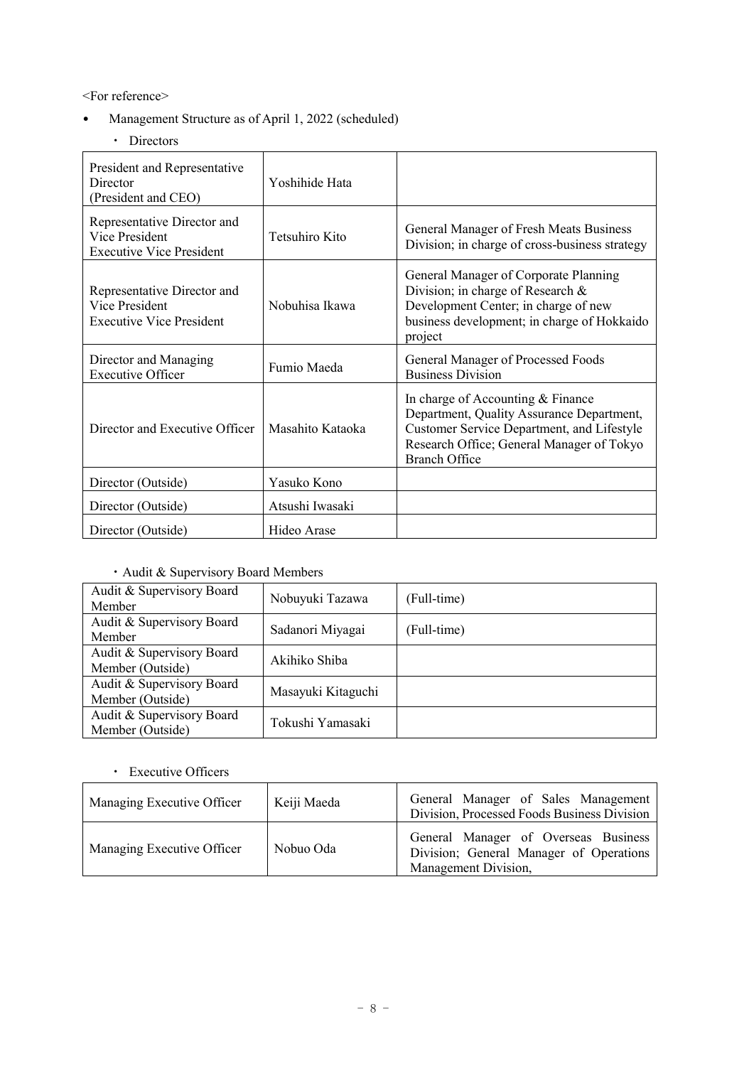<For reference>

- Management Structure as of April 1, 2022 (scheduled)
  - Directors

| | | |
|---|---|---|
| President and Representative Director (President and CEO) | Yoshihide Hata | |
| Representative Director and Vice President Executive Vice President | Tetsuhiro Kito | General Manager of Fresh Meats Business Division; in charge of cross-business strategy |
| Representative Director and Vice President Executive Vice President | Nobuhisa Ikawa | General Manager of Corporate Planning Division; in charge of Research & Development Center; in charge of new business development; in charge of Hokkaido project |
| Director and Managing Executive Officer | Fumio Maeda | General Manager of Processed Foods Business Division |
| Director and Executive Officer | Masahito Kataoka | In charge of Accounting & Finance Department, Quality Assurance Department, Customer Service Department, and Lifestyle Research Office; General Manager of Tokyo Branch Office |
| Director (Outside) | Yasuko Kono | |
| Director (Outside) | Atsushi Iwasaki | |
| Director (Outside) | Hideo Arase | |

- Audit & Supervisory Board Members

| | | |
|---|---|---|
| Audit & Supervisory Board Member | Nobuyuki Tazawa | (Full-time) |
| Audit & Supervisory Board Member | Sadanori Miyagai | (Full-time) |
| Audit & Supervisory Board Member (Outside) | Akihiko Shiba | |
| Audit & Supervisory Board Member (Outside) | Masayuki Kitaguchi | |
| Audit & Supervisory Board Member (Outside) | Tokushi Yamasaki | |

- Executive Officers

| | | |
|---|---|---|
| Managing Executive Officer | Keiji Maeda | General Manager of Sales Management Division, Processed Foods Business Division |
| Managing Executive Officer | Nobuo Oda | General Manager of Overseas Business Division; General Manager of Operations Management Division, |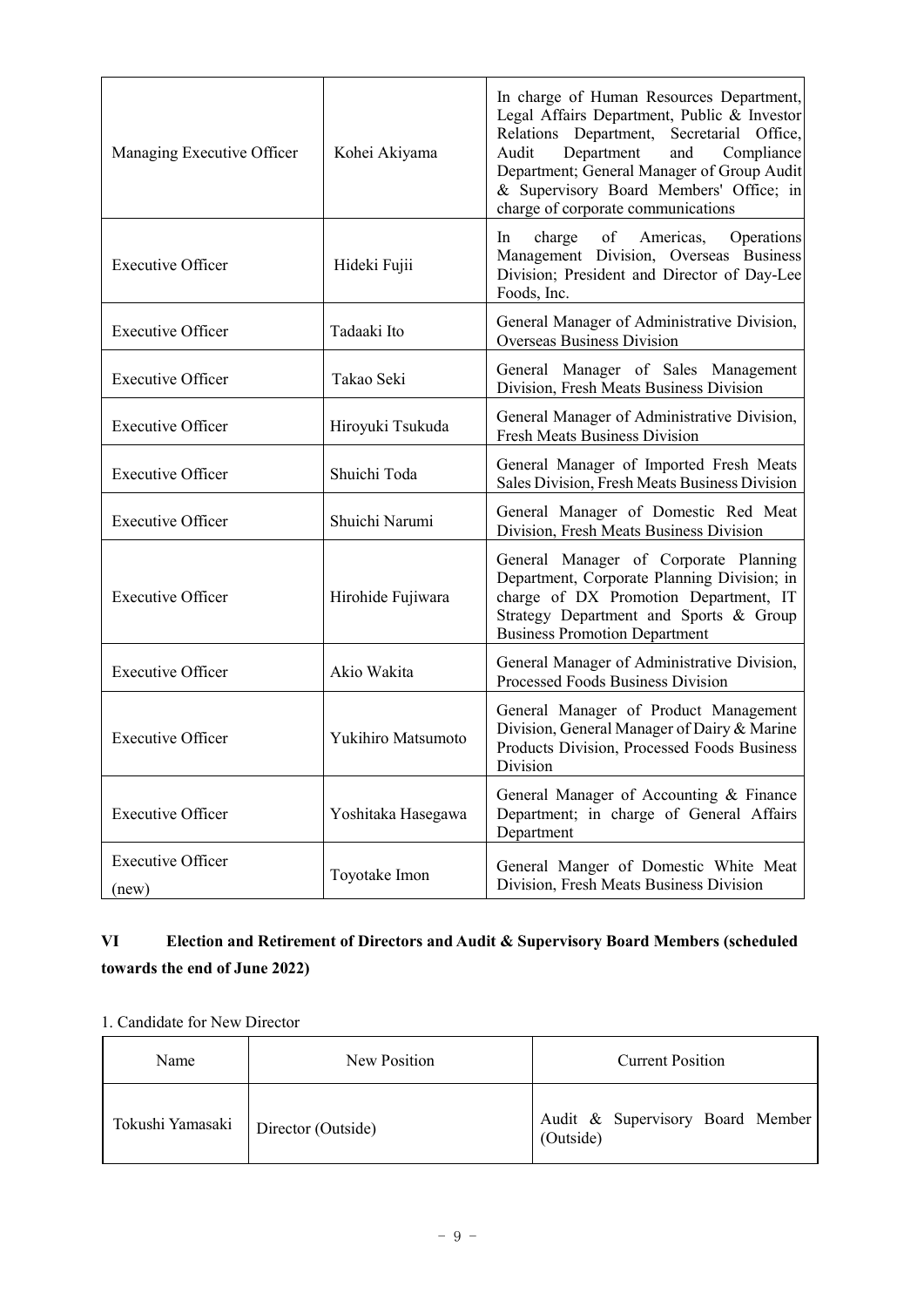| | | |
|---|---|---|
| Managing Executive Officer | Kohei Akiyama | In charge of Human Resources Department, Legal Affairs Department, Public & Investor Relations Department, Secretarial Office, Audit Department and Compliance Department; General Manager of Group Audit & Supervisory Board Members' Office; in charge of corporate communications |
| Executive Officer | Hideki Fujii | In charge of Americas, Operations Management Division, Overseas Business Division; President and Director of Day-Lee Foods, Inc. |
| Executive Officer | Tadaaki Ito | General Manager of Administrative Division, Overseas Business Division |
| Executive Officer | Takao Seki | General Manager of Sales Management Division, Fresh Meats Business Division |
| Executive Officer | Hiroyuki Tsukuda | General Manager of Administrative Division, Fresh Meats Business Division |
| Executive Officer | Shuichi Toda | General Manager of Imported Fresh Meats Sales Division, Fresh Meats Business Division |
| Executive Officer | Shuichi Narumi | General Manager of Domestic Red Meat Division, Fresh Meats Business Division |
| Executive Officer | Hirohide Fujiwara | General Manager of Corporate Planning Department, Corporate Planning Division; in charge of DX Promotion Department, IT Strategy Department and Sports & Group Business Promotion Department |
| Executive Officer | Akio Wakita | General Manager of Administrative Division, Processed Foods Business Division |
| Executive Officer | Yukihiro Matsumoto | General Manager of Product Management Division, General Manager of Dairy & Marine Products Division, Processed Foods Business Division |
| Executive Officer | Yoshitaka Hasegawa | General Manager of Accounting & Finance Department; in charge of General Affairs Department |
| Executive Officer (new) | Toyotake Imon | General Manger of Domestic White Meat Division, Fresh Meats Business Division |

## VI Election and Retirement of Directors and Audit & Supervisory Board Members (scheduled towards the end of June 2022)

1. Candidate for New Director

| Name | New Position | Current Position |
|---|---|---|
| Tokushi Yamasaki | Director (Outside) | Audit & Supervisory Board Member (Outside) |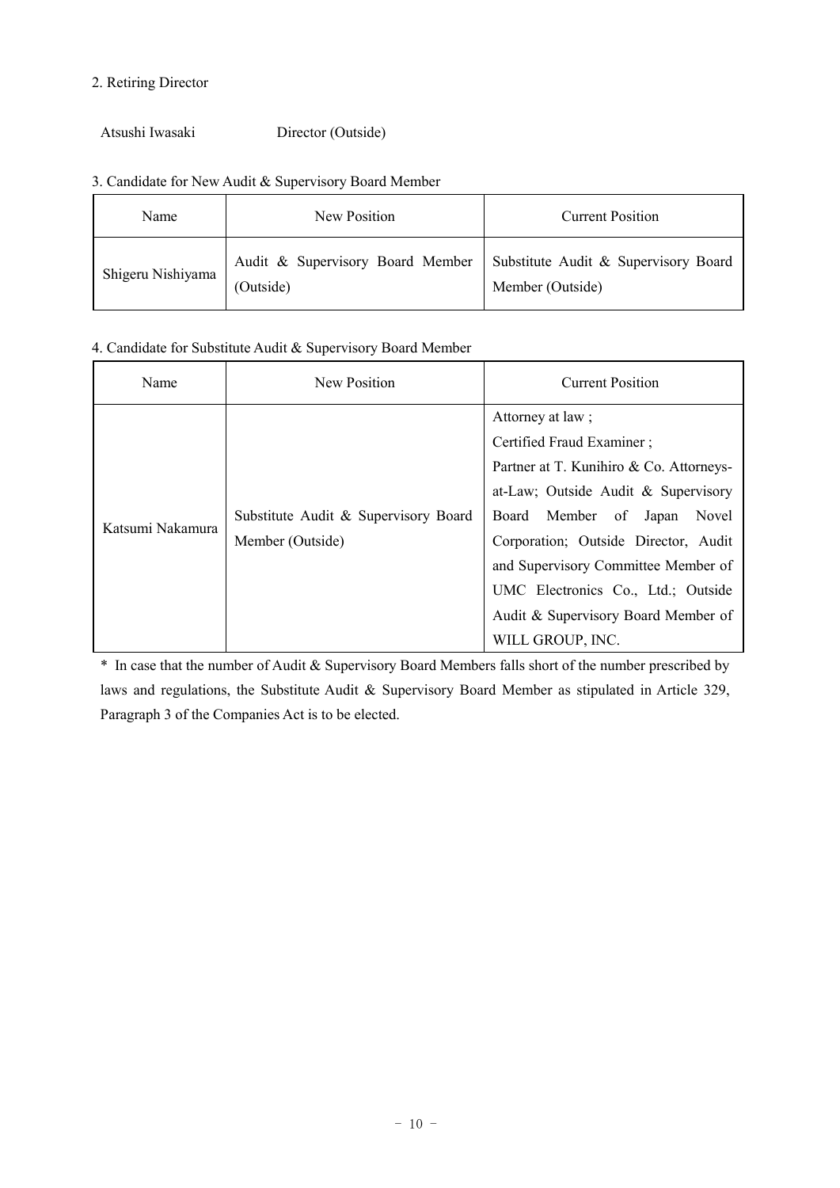2. Retiring Director

Atsushi Iwasaki　　　　Director (Outside)

3. Candidate for New Audit & Supervisory Board Member

| Name | New Position | Current Position |
|---|---|---|
| Shigeru Nishiyama | Audit & Supervisory Board Member (Outside) | Substitute Audit & Supervisory Board Member (Outside) |

4. Candidate for Substitute Audit & Supervisory Board Member

| Name | New Position | Current Position |
|---|---|---|
| Katsumi Nakamura | Substitute Audit & Supervisory Board Member (Outside) | Attorney at law ; Certified Fraud Examiner ; Partner at T. Kunihiro & Co. Attorneys-at-Law; Outside Audit & Supervisory Board Member of Japan Novel Corporation; Outside Director, Audit and Supervisory Committee Member of UMC Electronics Co., Ltd.; Outside Audit & Supervisory Board Member of WILL GROUP, INC. |

* In case that the number of Audit & Supervisory Board Members falls short of the number prescribed by laws and regulations, the Substitute Audit & Supervisory Board Member as stipulated in Article 329, Paragraph 3 of the Companies Act is to be elected.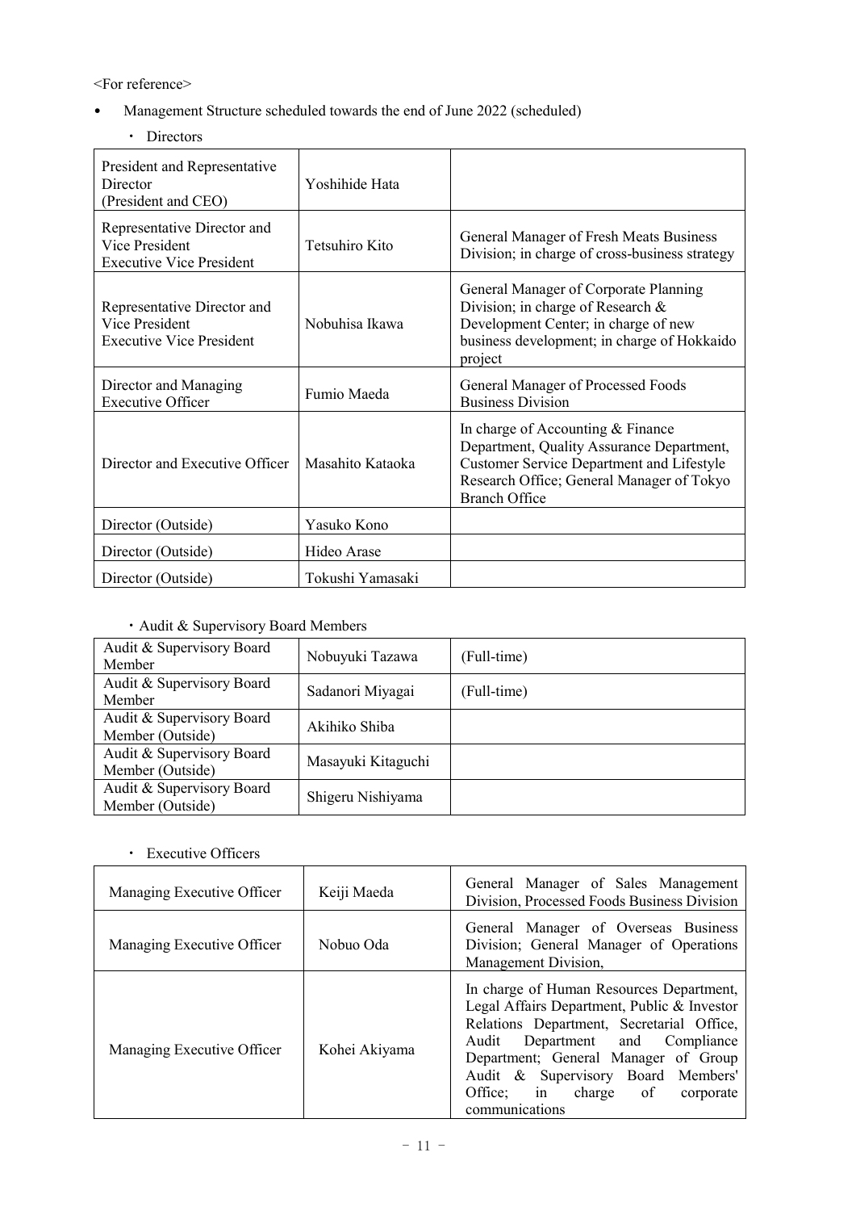<For reference>

- Management Structure scheduled towards the end of June 2022 (scheduled)
  - Directors

| President and Representative Director (President and CEO) | Yoshihide Hata | |
|---|---|---|
| Representative Director and Vice President Executive Vice President | Tetsuhiro Kito | General Manager of Fresh Meats Business Division; in charge of cross-business strategy |
| Representative Director and Vice President Executive Vice President | Nobuhisa Ikawa | General Manager of Corporate Planning Division; in charge of Research & Development Center; in charge of new business development; in charge of Hokkaido project |
| Director and Managing Executive Officer | Fumio Maeda | General Manager of Processed Foods Business Division |
| Director and Executive Officer | Masahito Kataoka | In charge of Accounting & Finance Department, Quality Assurance Department, Customer Service Department and Lifestyle Research Office; General Manager of Tokyo Branch Office |
| Director (Outside) | Yasuko Kono | |
| Director (Outside) | Hideo Arase | |
| Director (Outside) | Tokushi Yamasaki | |

  - Audit & Supervisory Board Members

| Audit & Supervisory Board Member | Nobuyuki Tazawa | (Full-time) |
|---|---|---|
| Audit & Supervisory Board Member | Sadanori Miyagai | (Full-time) |
| Audit & Supervisory Board Member (Outside) | Akihiko Shiba | |
| Audit & Supervisory Board Member (Outside) | Masayuki Kitaguchi | |
| Audit & Supervisory Board Member (Outside) | Shigeru Nishiyama | |

  - Executive Officers

| Managing Executive Officer | Keiji Maeda | General Manager of Sales Management Division, Processed Foods Business Division |
|---|---|---|
| Managing Executive Officer | Nobuo Oda | General Manager of Overseas Business Division; General Manager of Operations Management Division, |
| Managing Executive Officer | Kohei Akiyama | In charge of Human Resources Department, Legal Affairs Department, Public & Investor Relations Department, Secretarial Office, Audit Department and Compliance Department; General Manager of Group Audit & Supervisory Board Members' Office; in charge of corporate communications |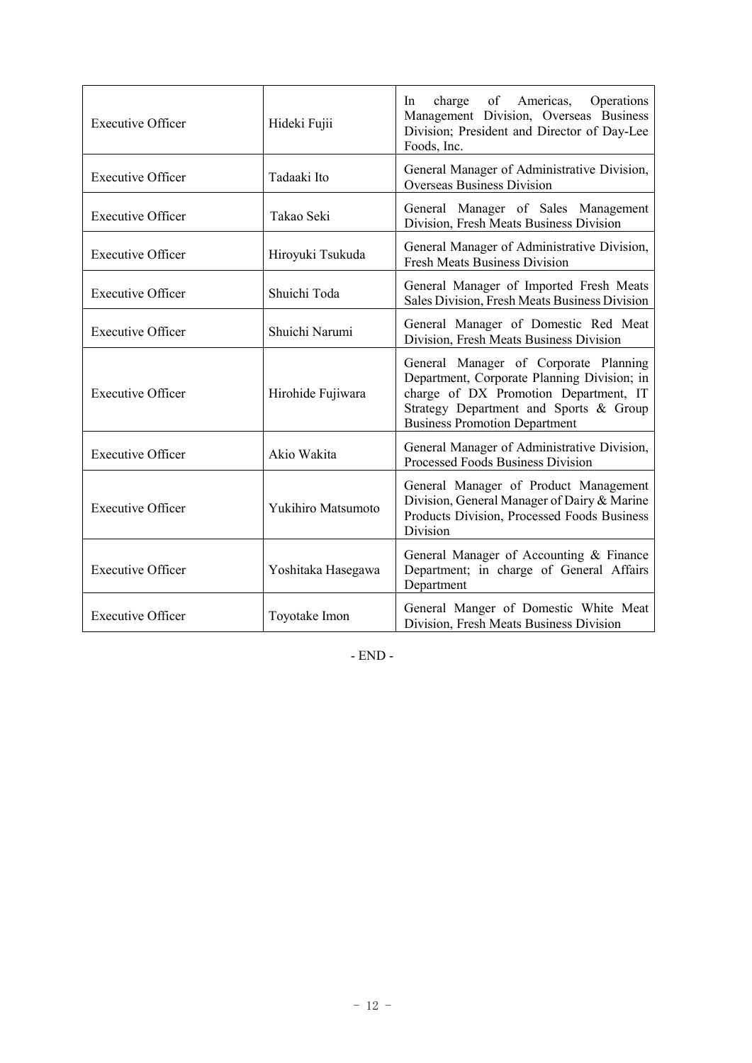| | | |
|---|---|---|
| Executive Officer | Hideki Fujii | In charge of Americas, Operations Management Division, Overseas Business Division; President and Director of Day-Lee Foods, Inc. |
| Executive Officer | Tadaaki Ito | General Manager of Administrative Division, Overseas Business Division |
| Executive Officer | Takao Seki | General Manager of Sales Management Division, Fresh Meats Business Division |
| Executive Officer | Hiroyuki Tsukuda | General Manager of Administrative Division, Fresh Meats Business Division |
| Executive Officer | Shuichi Toda | General Manager of Imported Fresh Meats Sales Division, Fresh Meats Business Division |
| Executive Officer | Shuichi Narumi | General Manager of Domestic Red Meat Division, Fresh Meats Business Division |
| Executive Officer | Hirohide Fujiwara | General Manager of Corporate Planning Department, Corporate Planning Division; in charge of DX Promotion Department, IT Strategy Department and Sports & Group Business Promotion Department |
| Executive Officer | Akio Wakita | General Manager of Administrative Division, Processed Foods Business Division |
| Executive Officer | Yukihiro Matsumoto | General Manager of Product Management Division, General Manager of Dairy & Marine Products Division, Processed Foods Business Division |
| Executive Officer | Yoshitaka Hasegawa | General Manager of Accounting & Finance Department; in charge of General Affairs Department |
| Executive Officer | Toyotake Imon | General Manger of Domestic White Meat Division, Fresh Meats Business Division |

- END -